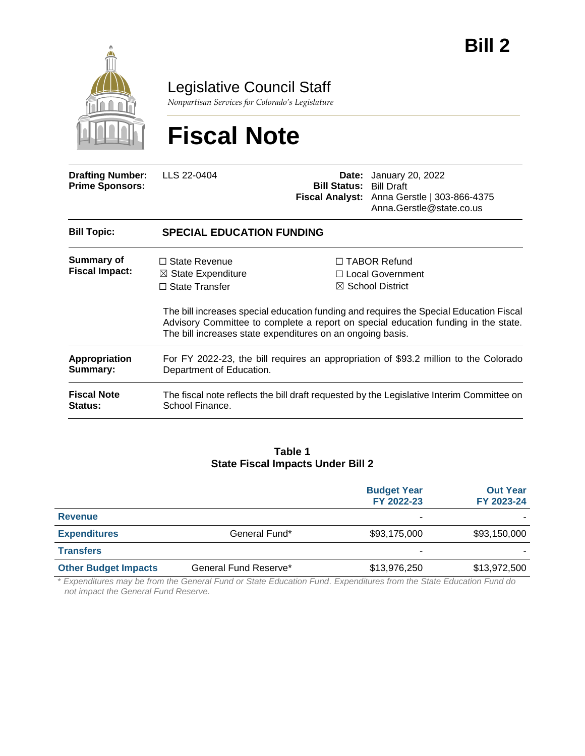# Bill 2

Legislative Council Staff

*Nonpartisan Services for Colorado's Legislature*

# Fiscal Note

| | | | |
|---|---|---|---|
| **Drafting Number:** | LLS 22-0404 | **Date:** | January 20, 2022 |
| **Prime Sponsors:** | | **Bill Status:** | Bill Draft |
| | | **Fiscal Analyst:** | Anna Gerstle \| 303-866-4375<br>Anna.Gerstle@state.co.us |

| | |
|---|---|
| **Bill Topic:** | **SPECIAL EDUCATION FUNDING** |
| **Summary of Fiscal Impact:** | ☐ State Revenue ☒ State Expenditure ☐ State Transfer ☐ TABOR Refund ☐ Local Government ☒ School District<br><br>The bill increases special education funding and requires the Special Education Fiscal Advisory Committee to complete a report on special education funding in the state. The bill increases state expenditures on an ongoing basis. |
| **Appropriation Summary:** | For FY 2022-23, the bill requires an appropriation of $93.2 million to the Colorado Department of Education. |
| **Fiscal Note Status:** | The fiscal note reflects the bill draft requested by the Legislative Interim Committee on School Finance. |

**Table 1**
**State Fiscal Impacts Under Bill 2**

| | | Budget Year FY 2022-23 | Out Year FY 2023-24 |
|---|---|---|---|
| **Revenue** | | - | - |
| **Expenditures** | General Fund* | $93,175,000 | $93,150,000 |
| **Transfers** | | - | - |
| **Other Budget Impacts** | General Fund Reserve* | $13,976,250 | $13,972,500 |

*\* Expenditures may be from the General Fund or State Education Fund. Expenditures from the State Education Fund do not impact the General Fund Reserve.*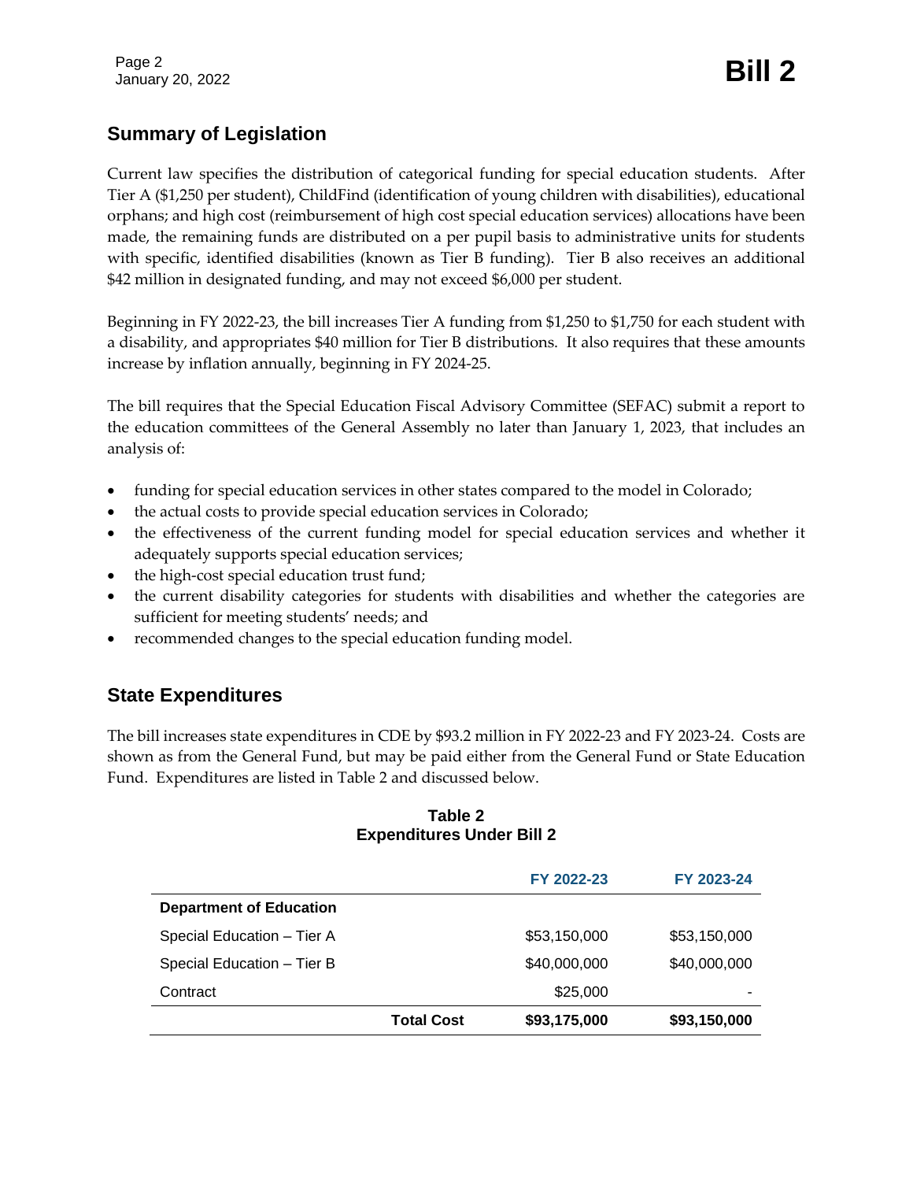## Summary of Legislation

Current law specifies the distribution of categorical funding for special education students. After Tier A ($1,250 per student), ChildFind (identification of young children with disabilities), educational orphans; and high cost (reimbursement of high cost special education services) allocations have been made, the remaining funds are distributed on a per pupil basis to administrative units for students with specific, identified disabilities (known as Tier B funding). Tier B also receives an additional $42 million in designated funding, and may not exceed $6,000 per student.

Beginning in FY 2022-23, the bill increases Tier A funding from $1,250 to $1,750 for each student with a disability, and appropriates $40 million for Tier B distributions. It also requires that these amounts increase by inflation annually, beginning in FY 2024-25.

The bill requires that the Special Education Fiscal Advisory Committee (SEFAC) submit a report to the education committees of the General Assembly no later than January 1, 2023, that includes an analysis of:

- funding for special education services in other states compared to the model in Colorado;
- the actual costs to provide special education services in Colorado;
- the effectiveness of the current funding model for special education services and whether it adequately supports special education services;
- the high-cost special education trust fund;
- the current disability categories for students with disabilities and whether the categories are sufficient for meeting students' needs; and
- recommended changes to the special education funding model.

## State Expenditures

The bill increases state expenditures in CDE by $93.2 million in FY 2022-23 and FY 2023-24. Costs are shown as from the General Fund, but may be paid either from the General Fund or State Education Fund. Expenditures are listed in Table 2 and discussed below.

**Table 2**
**Expenditures Under Bill 2**

| | | FY 2022-23 | FY 2023-24 |
|---|---|---|---|
| **Department of Education** | | | |
| Special Education – Tier A | | $53,150,000 | $53,150,000 |
| Special Education – Tier B | | $40,000,000 | $40,000,000 |
| Contract | | $25,000 | - |
| | **Total Cost** | **$93,175,000** | **$93,150,000** |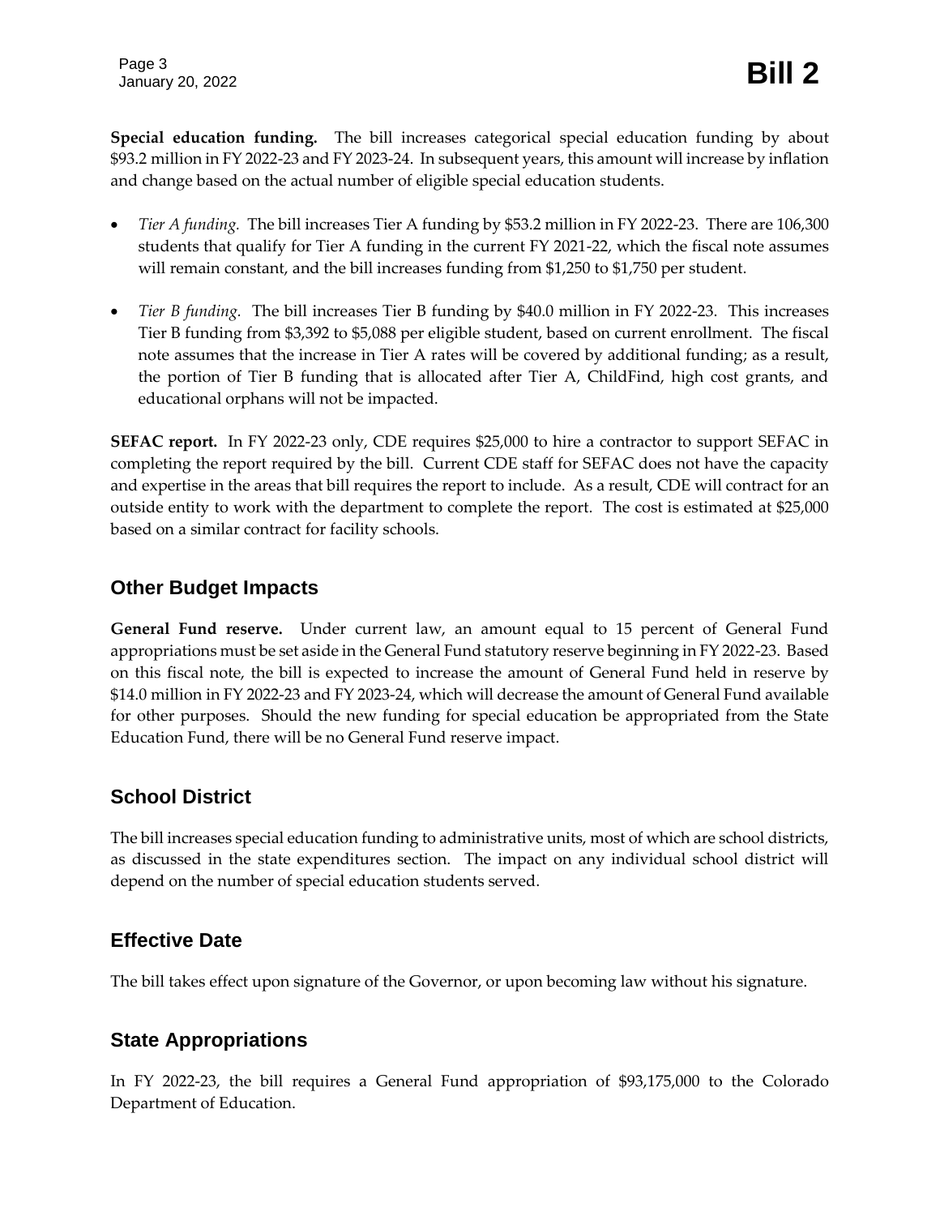**Special education funding.** The bill increases categorical special education funding by about $93.2 million in FY 2022-23 and FY 2023-24. In subsequent years, this amount will increase by inflation and change based on the actual number of eligible special education students.

- *Tier A funding.* The bill increases Tier A funding by $53.2 million in FY 2022-23. There are 106,300 students that qualify for Tier A funding in the current FY 2021-22, which the fiscal note assumes will remain constant, and the bill increases funding from $1,250 to $1,750 per student.

- *Tier B funding.* The bill increases Tier B funding by $40.0 million in FY 2022-23. This increases Tier B funding from $3,392 to $5,088 per eligible student, based on current enrollment. The fiscal note assumes that the increase in Tier A rates will be covered by additional funding; as a result, the portion of Tier B funding that is allocated after Tier A, ChildFind, high cost grants, and educational orphans will not be impacted.

**SEFAC report.** In FY 2022-23 only, CDE requires $25,000 to hire a contractor to support SEFAC in completing the report required by the bill. Current CDE staff for SEFAC does not have the capacity and expertise in the areas that bill requires the report to include. As a result, CDE will contract for an outside entity to work with the department to complete the report. The cost is estimated at $25,000 based on a similar contract for facility schools.

## Other Budget Impacts

**General Fund reserve.** Under current law, an amount equal to 15 percent of General Fund appropriations must be set aside in the General Fund statutory reserve beginning in FY 2022-23. Based on this fiscal note, the bill is expected to increase the amount of General Fund held in reserve by $14.0 million in FY 2022-23 and FY 2023-24, which will decrease the amount of General Fund available for other purposes. Should the new funding for special education be appropriated from the State Education Fund, there will be no General Fund reserve impact.

## School District

The bill increases special education funding to administrative units, most of which are school districts, as discussed in the state expenditures section. The impact on any individual school district will depend on the number of special education students served.

## Effective Date

The bill takes effect upon signature of the Governor, or upon becoming law without his signature.

## State Appropriations

In FY 2022-23, the bill requires a General Fund appropriation of $93,175,000 to the Colorado Department of Education.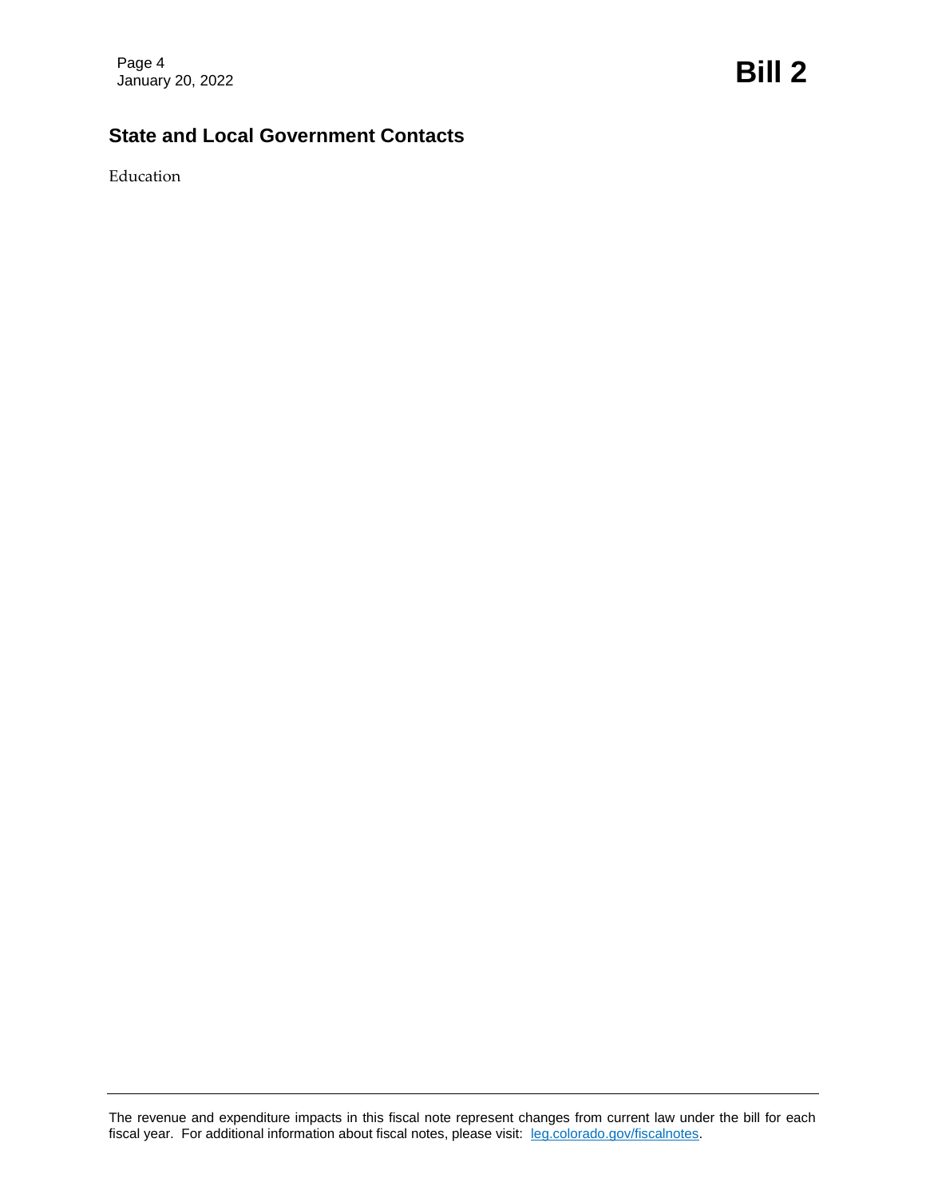## State and Local Government Contacts

Education

The revenue and expenditure impacts in this fiscal note represent changes from current law under the bill for each fiscal year. For additional information about fiscal notes, please visit: leg.colorado.gov/fiscalnotes.